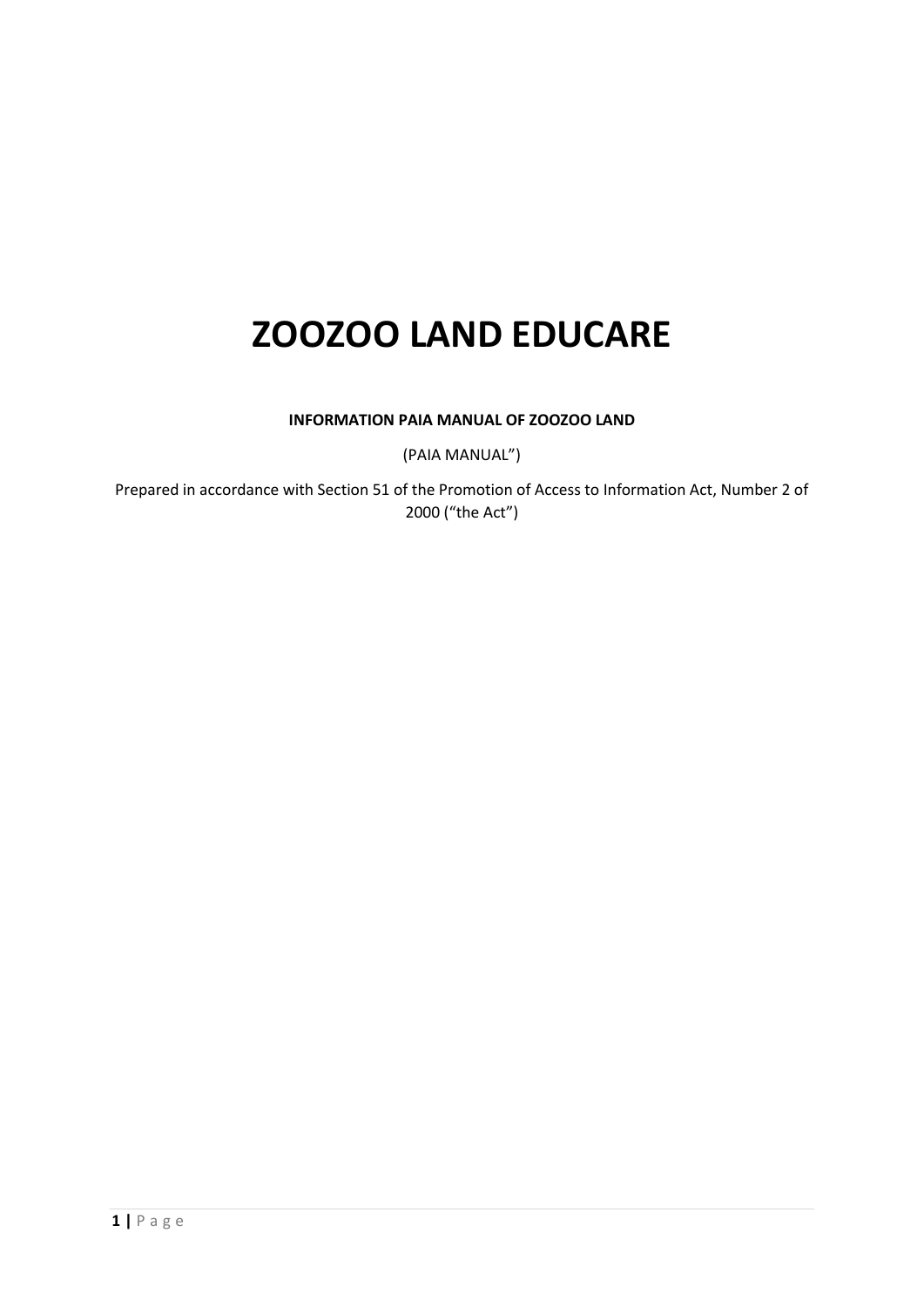# ZOOZOO LAND EDUCARE

**INFORMATION PAIA MANUAL OF ZOOZOO LAND**

(PAIA MANUAL")

Prepared in accordance with Section 51 of the Promotion of Access to Information Act, Number 2 of 2000 ("the Act")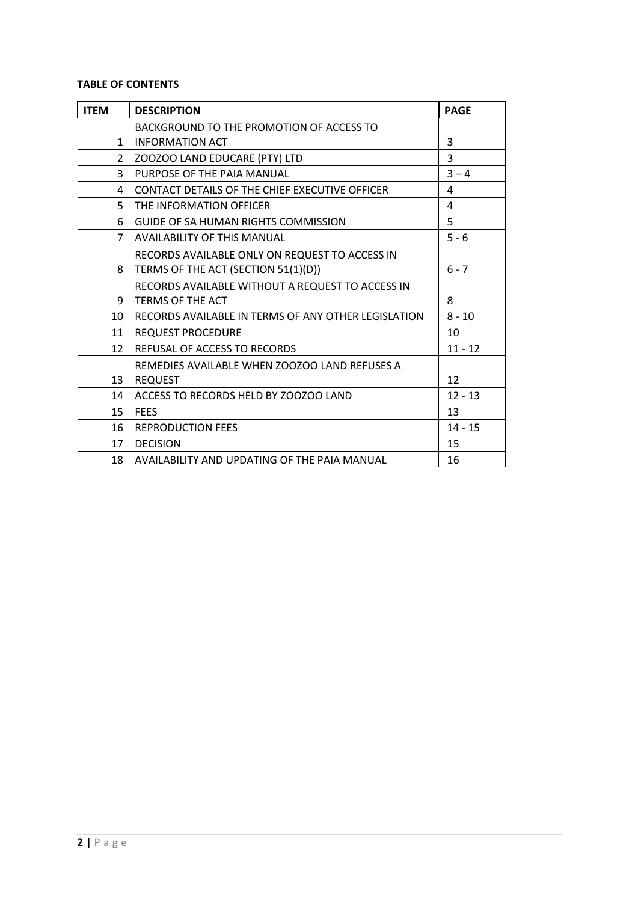**TABLE OF CONTENTS**

| ITEM | DESCRIPTION | PAGE |
|---|---|---|
| 1 | BACKGROUND TO THE PROMOTION OF ACCESS TO INFORMATION ACT | 3 |
| 2 | ZOOZOO LAND EDUCARE (PTY) LTD | 3 |
| 3 | PURPOSE OF THE PAIA MANUAL | 3 – 4 |
| 4 | CONTACT DETAILS OF THE CHIEF EXECUTIVE OFFICER | 4 |
| 5 | THE INFORMATION OFFICER | 4 |
| 6 | GUIDE OF SA HUMAN RIGHTS COMMISSION | 5 |
| 7 | AVAILABILITY OF THIS MANUAL | 5 - 6 |
| 8 | RECORDS AVAILABLE ONLY ON REQUEST TO ACCESS IN TERMS OF THE ACT (SECTION 51(1)(D)) | 6 - 7 |
| 9 | RECORDS AVAILABLE WITHOUT A REQUEST TO ACCESS IN TERMS OF THE ACT | 8 |
| 10 | RECORDS AVAILABLE IN TERMS OF ANY OTHER LEGISLATION | 8 - 10 |
| 11 | REQUEST PROCEDURE | 10 |
| 12 | REFUSAL OF ACCESS TO RECORDS | 11 - 12 |
| 13 | REMEDIES AVAILABLE WHEN ZOOZOO LAND REFUSES A REQUEST | 12 |
| 14 | ACCESS TO RECORDS HELD BY ZOOZOO LAND | 12 - 13 |
| 15 | FEES | 13 |
| 16 | REPRODUCTION FEES | 14 - 15 |
| 17 | DECISION | 15 |
| 18 | AVAILABILITY AND UPDATING OF THE PAIA MANUAL | 16 |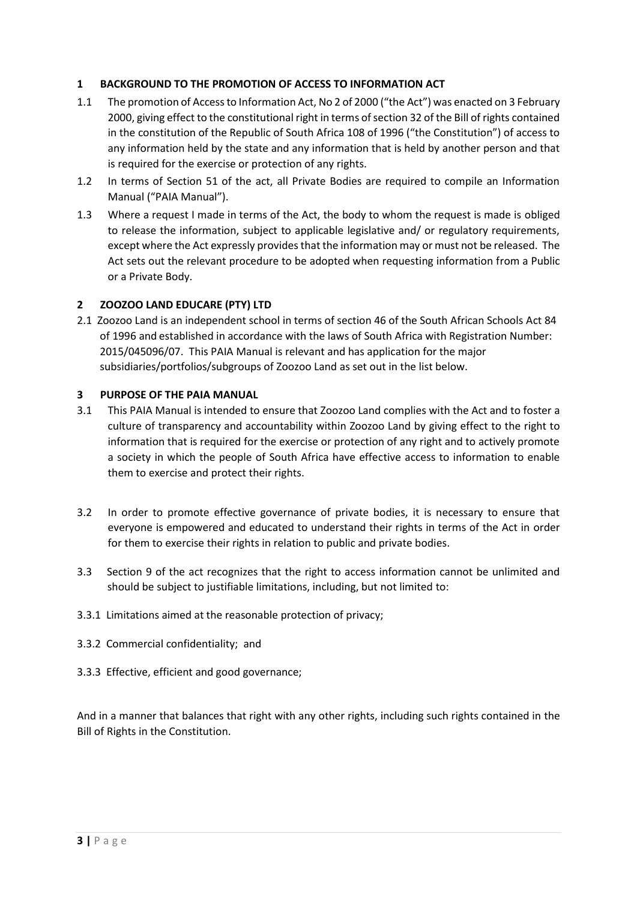## 1 BACKGROUND TO THE PROMOTION OF ACCESS TO INFORMATION ACT

1.1 The promotion of Access to Information Act, No 2 of 2000 ("the Act") was enacted on 3 February 2000, giving effect to the constitutional right in terms of section 32 of the Bill of rights contained in the constitution of the Republic of South Africa 108 of 1996 ("the Constitution") of access to any information held by the state and any information that is held by another person and that is required for the exercise or protection of any rights.

1.2 In terms of Section 51 of the act, all Private Bodies are required to compile an Information Manual ("PAIA Manual").

1.3 Where a request I made in terms of the Act, the body to whom the request is made is obliged to release the information, subject to applicable legislative and/ or regulatory requirements, except where the Act expressly provides that the information may or must not be released. The Act sets out the relevant procedure to be adopted when requesting information from a Public or a Private Body.

## 2 ZOOZOO LAND EDUCARE (PTY) LTD

2.1 Zoozoo Land is an independent school in terms of section 46 of the South African Schools Act 84 of 1996 and established in accordance with the laws of South Africa with Registration Number: 2015/045096/07. This PAIA Manual is relevant and has application for the major subsidiaries/portfolios/subgroups of Zoozoo Land as set out in the list below.

## 3 PURPOSE OF THE PAIA MANUAL

3.1 This PAIA Manual is intended to ensure that Zoozoo Land complies with the Act and to foster a culture of transparency and accountability within Zoozoo Land by giving effect to the right to information that is required for the exercise or protection of any right and to actively promote a society in which the people of South Africa have effective access to information to enable them to exercise and protect their rights.

3.2 In order to promote effective governance of private bodies, it is necessary to ensure that everyone is empowered and educated to understand their rights in terms of the Act in order for them to exercise their rights in relation to public and private bodies.

3.3 Section 9 of the act recognizes that the right to access information cannot be unlimited and should be subject to justifiable limitations, including, but not limited to:

3.3.1 Limitations aimed at the reasonable protection of privacy;

3.3.2 Commercial confidentiality; and

3.3.3 Effective, efficient and good governance;

And in a manner that balances that right with any other rights, including such rights contained in the Bill of Rights in the Constitution.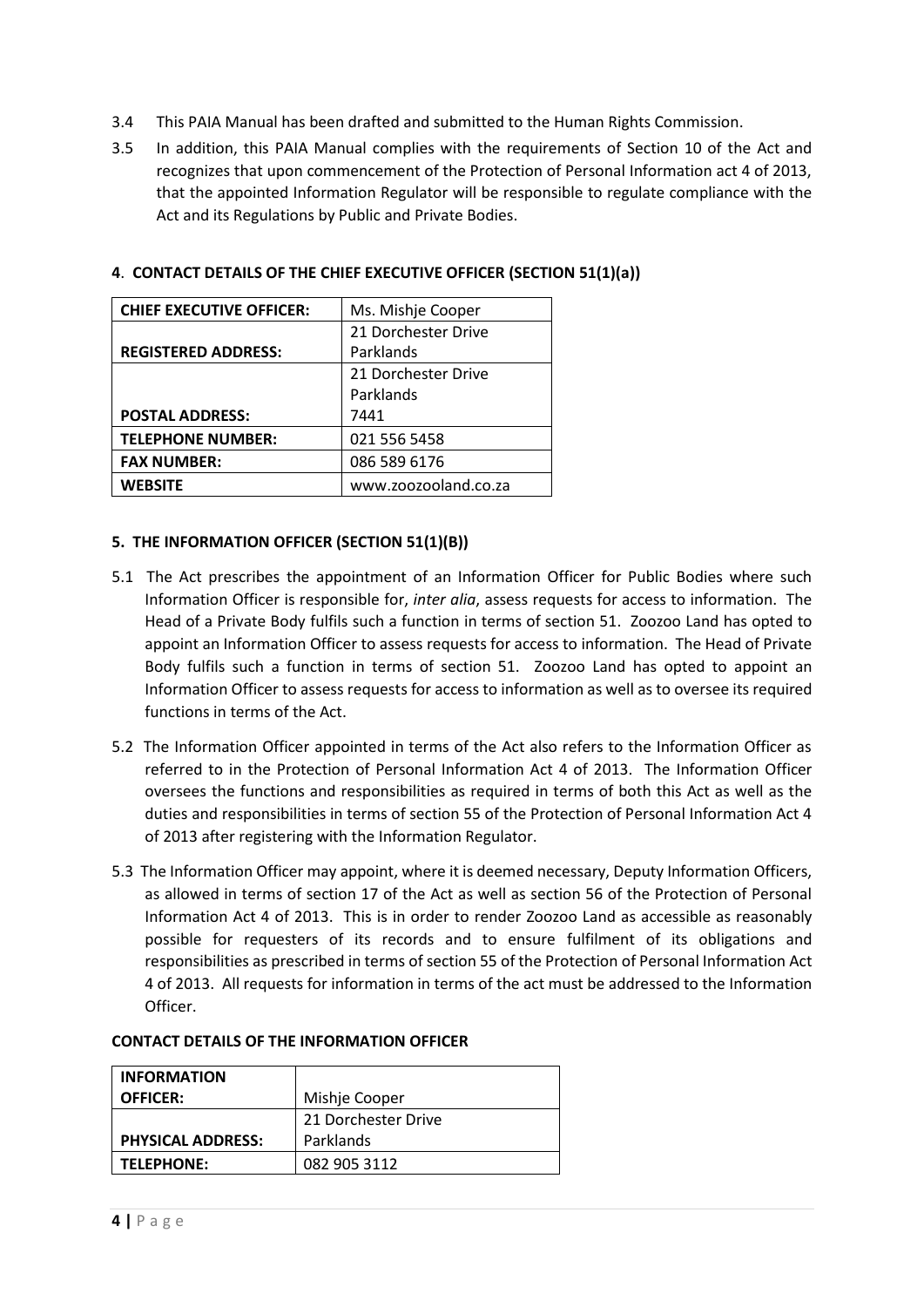3.4 This PAIA Manual has been drafted and submitted to the Human Rights Commission.

3.5 In addition, this PAIA Manual complies with the requirements of Section 10 of the Act and recognizes that upon commencement of the Protection of Personal Information act 4 of 2013, that the appointed Information Regulator will be responsible to regulate compliance with the Act and its Regulations by Public and Private Bodies.

## 4. CONTACT DETAILS OF THE CHIEF EXECUTIVE OFFICER (SECTION 51(1)(a))

| **CHIEF EXECUTIVE OFFICER:** | Ms. Mishje Cooper |
|---|---|
| **REGISTERED ADDRESS:** | 21 Dorchester Drive<br>Parklands |
| **POSTAL ADDRESS:** | 21 Dorchester Drive<br>Parklands<br>7441 |
| **TELEPHONE NUMBER:** | 021 556 5458 |
| **FAX NUMBER:** | 086 589 6176 |
| **WEBSITE** | www.zoozooland.co.za |

## 5. THE INFORMATION OFFICER (SECTION 51(1)(B))

5.1 The Act prescribes the appointment of an Information Officer for Public Bodies where such Information Officer is responsible for, *inter alia*, assess requests for access to information. The Head of a Private Body fulfils such a function in terms of section 51. Zoozoo Land has opted to appoint an Information Officer to assess requests for access to information. The Head of Private Body fulfils such a function in terms of section 51. Zoozoo Land has opted to appoint an Information Officer to assess requests for access to information as well as to oversee its required functions in terms of the Act.

5.2 The Information Officer appointed in terms of the Act also refers to the Information Officer as referred to in the Protection of Personal Information Act 4 of 2013. The Information Officer oversees the functions and responsibilities as required in terms of both this Act as well as the duties and responsibilities in terms of section 55 of the Protection of Personal Information Act 4 of 2013 after registering with the Information Regulator.

5.3 The Information Officer may appoint, where it is deemed necessary, Deputy Information Officers, as allowed in terms of section 17 of the Act as well as section 56 of the Protection of Personal Information Act 4 of 2013. This is in order to render Zoozoo Land as accessible as reasonably possible for requesters of its records and to ensure fulfilment of its obligations and responsibilities as prescribed in terms of section 55 of the Protection of Personal Information Act 4 of 2013. All requests for information in terms of the act must be addressed to the Information Officer.

**CONTACT DETAILS OF THE INFORMATION OFFICER**

| **INFORMATION OFFICER:** | Mishje Cooper |
|---|---|
| **PHYSICAL ADDRESS:** | 21 Dorchester Drive<br>Parklands |
| **TELEPHONE:** | 082 905 3112 |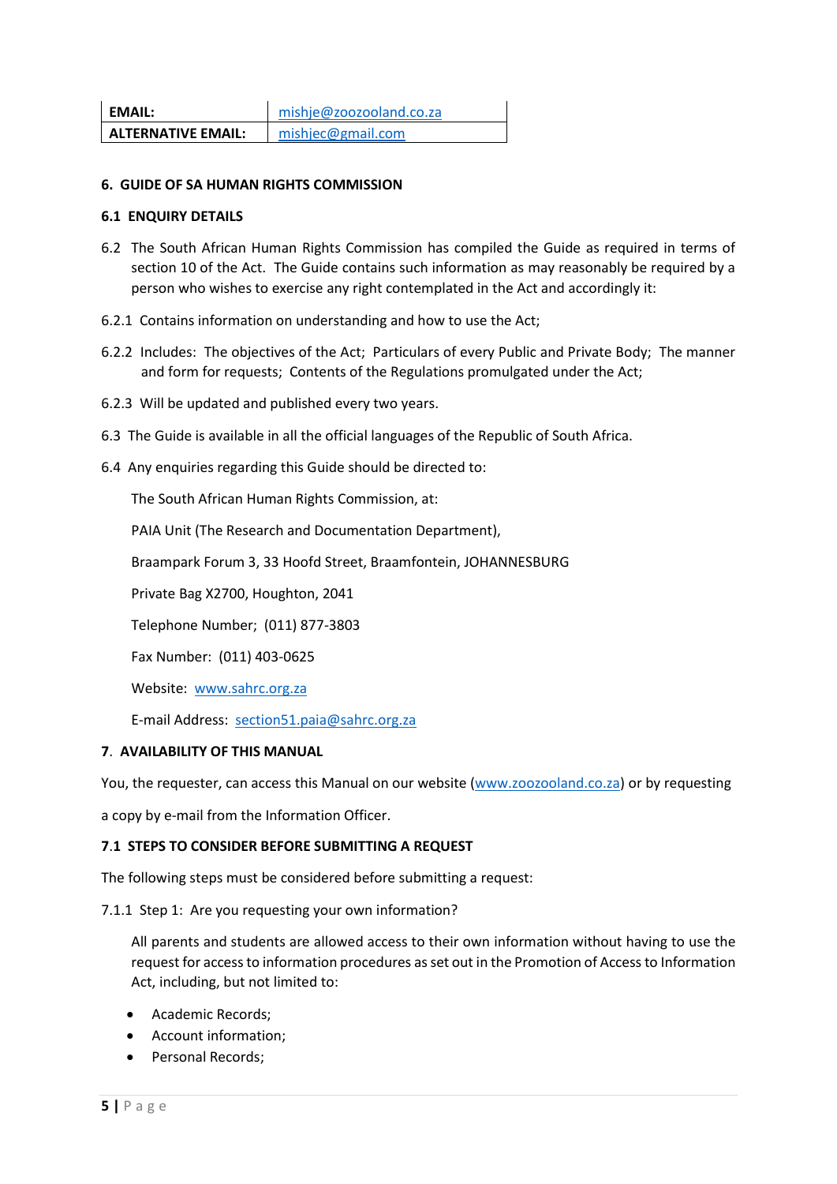| EMAIL: | mishje@zoozooland.co.za |
| --- | --- |
| ALTERNATIVE EMAIL: | mishjec@gmail.com |

**6. GUIDE OF SA HUMAN RIGHTS COMMISSION**

**6.1 ENQUIRY DETAILS**

6.2 The South African Human Rights Commission has compiled the Guide as required in terms of section 10 of the Act. The Guide contains such information as may reasonably be required by a person who wishes to exercise any right contemplated in the Act and accordingly it:

6.2.1 Contains information on understanding and how to use the Act;

6.2.2 Includes: The objectives of the Act; Particulars of every Public and Private Body; The manner and form for requests; Contents of the Regulations promulgated under the Act;

6.2.3 Will be updated and published every two years.

6.3 The Guide is available in all the official languages of the Republic of South Africa.

6.4 Any enquiries regarding this Guide should be directed to:

The South African Human Rights Commission, at:

PAIA Unit (The Research and Documentation Department),

Braampark Forum 3, 33 Hoofd Street, Braamfontein, JOHANNESBURG

Private Bag X2700, Houghton, 2041

Telephone Number; (011) 877-3803

Fax Number: (011) 403-0625

Website: www.sahrc.org.za

E-mail Address: section51.paia@sahrc.org.za

**7. AVAILABILITY OF THIS MANUAL**

You, the requester, can access this Manual on our website (www.zoozooland.co.za) or by requesting a copy by e-mail from the Information Officer.

**7.1 STEPS TO CONSIDER BEFORE SUBMITTING A REQUEST**

The following steps must be considered before submitting a request:

7.1.1 Step 1: Are you requesting your own information?

All parents and students are allowed access to their own information without having to use the request for access to information procedures as set out in the Promotion of Access to Information Act, including, but not limited to:

- Academic Records;
- Account information;
- Personal Records;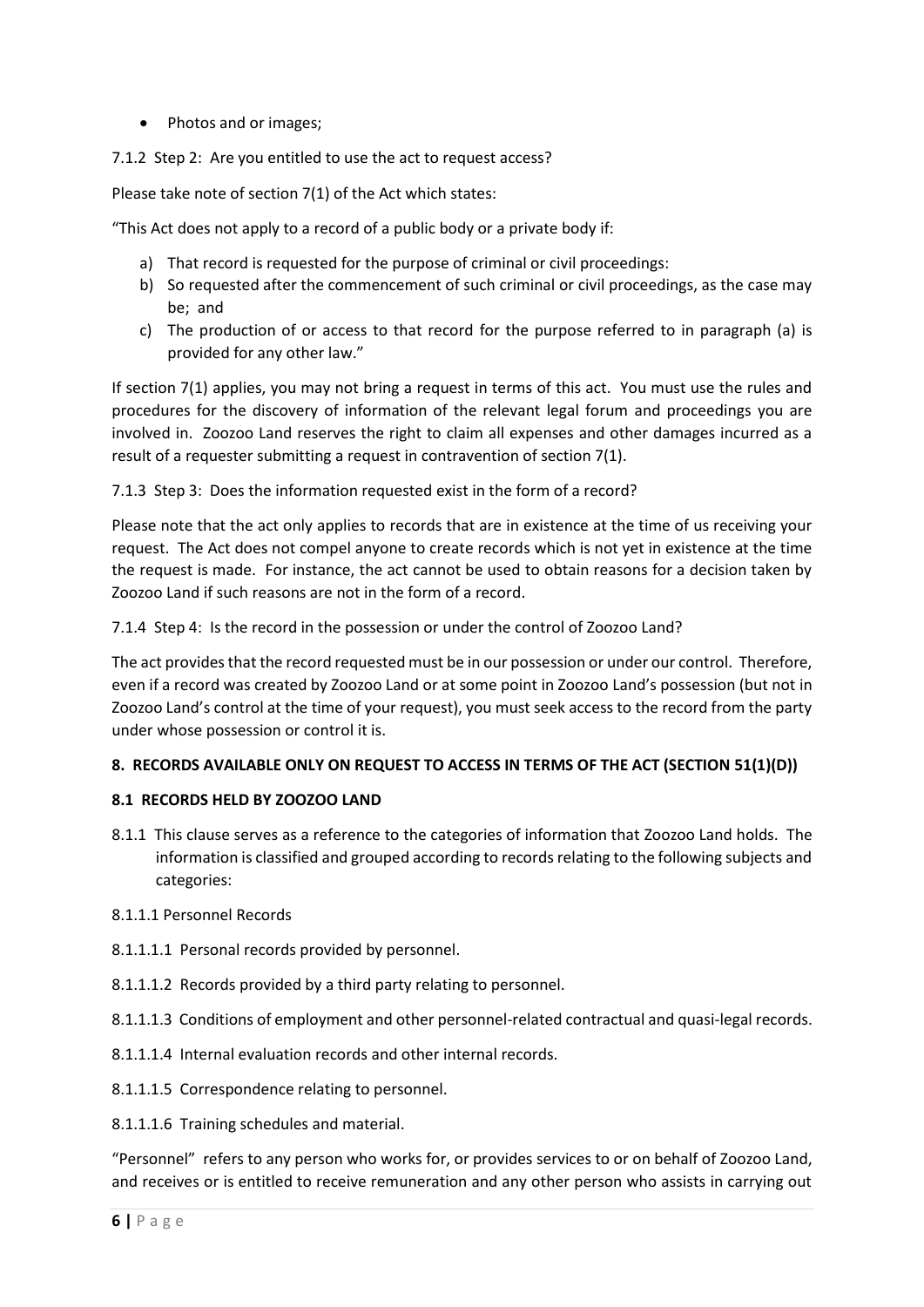- Photos and or images;

7.1.2 Step 2: Are you entitled to use the act to request access?

Please take note of section 7(1) of the Act which states:

"This Act does not apply to a record of a public body or a private body if:

a) That record is requested for the purpose of criminal or civil proceedings:
b) So requested after the commencement of such criminal or civil proceedings, as the case may be; and
c) The production of or access to that record for the purpose referred to in paragraph (a) is provided for any other law."

If section 7(1) applies, you may not bring a request in terms of this act. You must use the rules and procedures for the discovery of information of the relevant legal forum and proceedings you are involved in. Zoozoo Land reserves the right to claim all expenses and other damages incurred as a result of a requester submitting a request in contravention of section 7(1).

7.1.3 Step 3: Does the information requested exist in the form of a record?

Please note that the act only applies to records that are in existence at the time of us receiving your request. The Act does not compel anyone to create records which is not yet in existence at the time the request is made. For instance, the act cannot be used to obtain reasons for a decision taken by Zoozoo Land if such reasons are not in the form of a record.

7.1.4 Step 4: Is the record in the possession or under the control of Zoozoo Land?

The act provides that the record requested must be in our possession or under our control. Therefore, even if a record was created by Zoozoo Land or at some point in Zoozoo Land's possession (but not in Zoozoo Land's control at the time of your request), you must seek access to the record from the party under whose possession or control it is.

**8. RECORDS AVAILABLE ONLY ON REQUEST TO ACCESS IN TERMS OF THE ACT (SECTION 51(1)(D))**

**8.1 RECORDS HELD BY ZOOZOO LAND**

8.1.1 This clause serves as a reference to the categories of information that Zoozoo Land holds. The information is classified and grouped according to records relating to the following subjects and categories:

8.1.1.1 Personnel Records

8.1.1.1.1 Personal records provided by personnel.

8.1.1.1.2 Records provided by a third party relating to personnel.

8.1.1.1.3 Conditions of employment and other personnel-related contractual and quasi-legal records.

8.1.1.1.4 Internal evaluation records and other internal records.

8.1.1.1.5 Correspondence relating to personnel.

8.1.1.1.6 Training schedules and material.

"Personnel" refers to any person who works for, or provides services to or on behalf of Zoozoo Land, and receives or is entitled to receive remuneration and any other person who assists in carrying out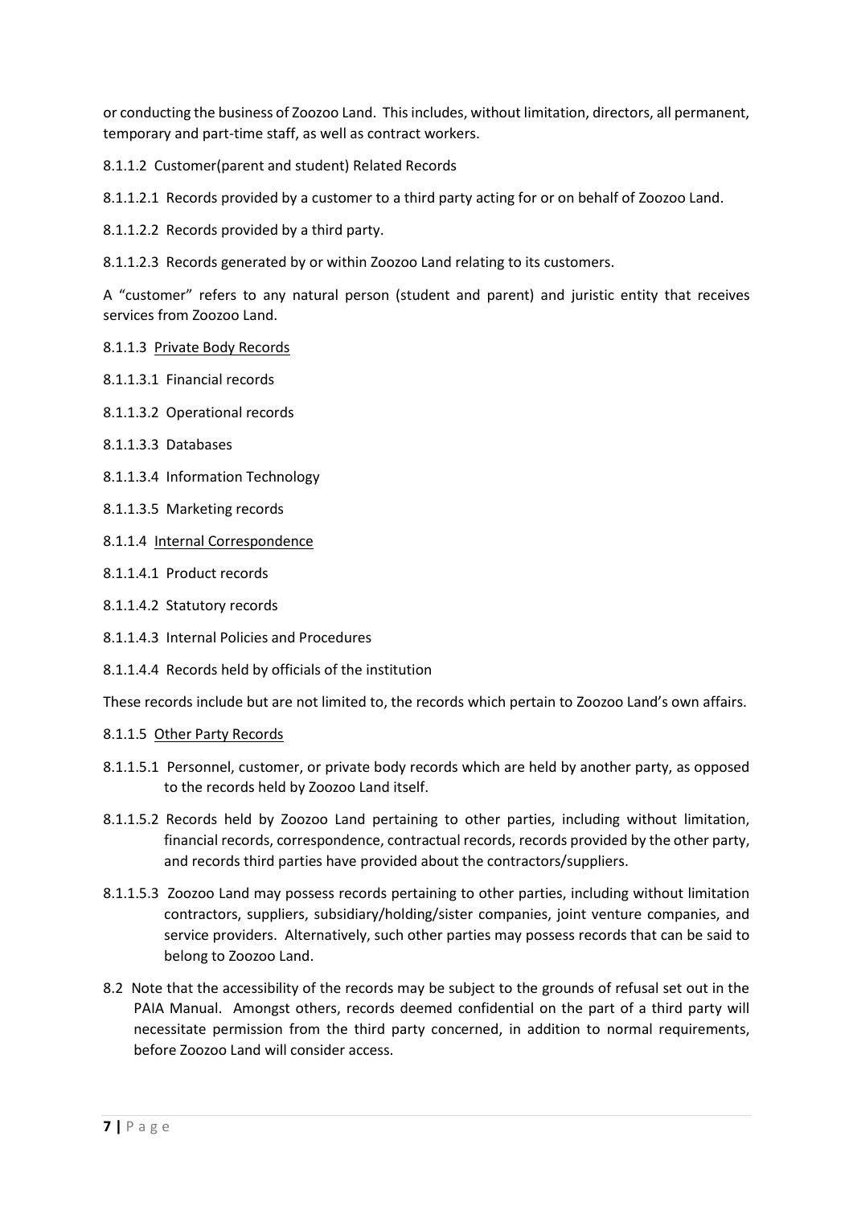or conducting the business of Zoozoo Land. This includes, without limitation, directors, all permanent, temporary and part-time staff, as well as contract workers.

8.1.1.2 Customer(parent and student) Related Records

8.1.1.2.1 Records provided by a customer to a third party acting for or on behalf of Zoozoo Land.

8.1.1.2.2 Records provided by a third party.

8.1.1.2.3 Records generated by or within Zoozoo Land relating to its customers.

A "customer" refers to any natural person (student and parent) and juristic entity that receives services from Zoozoo Land.

8.1.1.3 <u>Private Body Records</u>

8.1.1.3.1 Financial records

8.1.1.3.2 Operational records

8.1.1.3.3 Databases

8.1.1.3.4 Information Technology

8.1.1.3.5 Marketing records

8.1.1.4 <u>Internal Correspondence</u>

8.1.1.4.1 Product records

8.1.1.4.2 Statutory records

8.1.1.4.3 Internal Policies and Procedures

8.1.1.4.4 Records held by officials of the institution

These records include but are not limited to, the records which pertain to Zoozoo Land's own affairs.

8.1.1.5 <u>Other Party Records</u>

8.1.1.5.1 Personnel, customer, or private body records which are held by another party, as opposed to the records held by Zoozoo Land itself.

8.1.1.5.2 Records held by Zoozoo Land pertaining to other parties, including without limitation, financial records, correspondence, contractual records, records provided by the other party, and records third parties have provided about the contractors/suppliers.

8.1.1.5.3 Zoozoo Land may possess records pertaining to other parties, including without limitation contractors, suppliers, subsidiary/holding/sister companies, joint venture companies, and service providers. Alternatively, such other parties may possess records that can be said to belong to Zoozoo Land.

8.2 Note that the accessibility of the records may be subject to the grounds of refusal set out in the PAIA Manual. Amongst others, records deemed confidential on the part of a third party will necessitate permission from the third party concerned, in addition to normal requirements, before Zoozoo Land will consider access.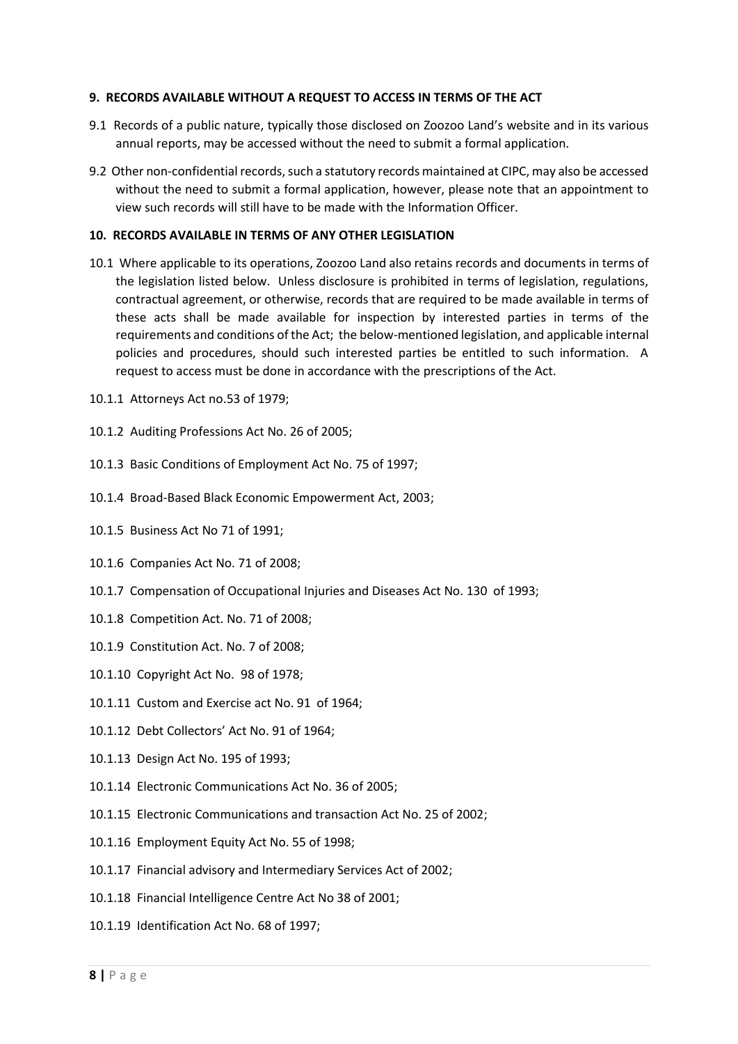**9. RECORDS AVAILABLE WITHOUT A REQUEST TO ACCESS IN TERMS OF THE ACT**

9.1 Records of a public nature, typically those disclosed on Zoozoo Land's website and in its various annual reports, may be accessed without the need to submit a formal application.

9.2 Other non-confidential records, such a statutory records maintained at CIPC, may also be accessed without the need to submit a formal application, however, please note that an appointment to view such records will still have to be made with the Information Officer.

**10. RECORDS AVAILABLE IN TERMS OF ANY OTHER LEGISLATION**

10.1 Where applicable to its operations, Zoozoo Land also retains records and documents in terms of the legislation listed below. Unless disclosure is prohibited in terms of legislation, regulations, contractual agreement, or otherwise, records that are required to be made available in terms of these acts shall be made available for inspection by interested parties in terms of the requirements and conditions of the Act; the below-mentioned legislation, and applicable internal policies and procedures, should such interested parties be entitled to such information. A request to access must be done in accordance with the prescriptions of the Act.

10.1.1 Attorneys Act no.53 of 1979;

10.1.2 Auditing Professions Act No. 26 of 2005;

10.1.3 Basic Conditions of Employment Act No. 75 of 1997;

10.1.4 Broad-Based Black Economic Empowerment Act, 2003;

10.1.5 Business Act No 71 of 1991;

10.1.6 Companies Act No. 71 of 2008;

10.1.7 Compensation of Occupational Injuries and Diseases Act No. 130 of 1993;

10.1.8 Competition Act. No. 71 of 2008;

10.1.9 Constitution Act. No. 7 of 2008;

10.1.10 Copyright Act No. 98 of 1978;

10.1.11 Custom and Exercise act No. 91 of 1964;

10.1.12 Debt Collectors' Act No. 91 of 1964;

10.1.13 Design Act No. 195 of 1993;

10.1.14 Electronic Communications Act No. 36 of 2005;

10.1.15 Electronic Communications and transaction Act No. 25 of 2002;

10.1.16 Employment Equity Act No. 55 of 1998;

10.1.17 Financial advisory and Intermediary Services Act of 2002;

10.1.18 Financial Intelligence Centre Act No 38 of 2001;

10.1.19 Identification Act No. 68 of 1997;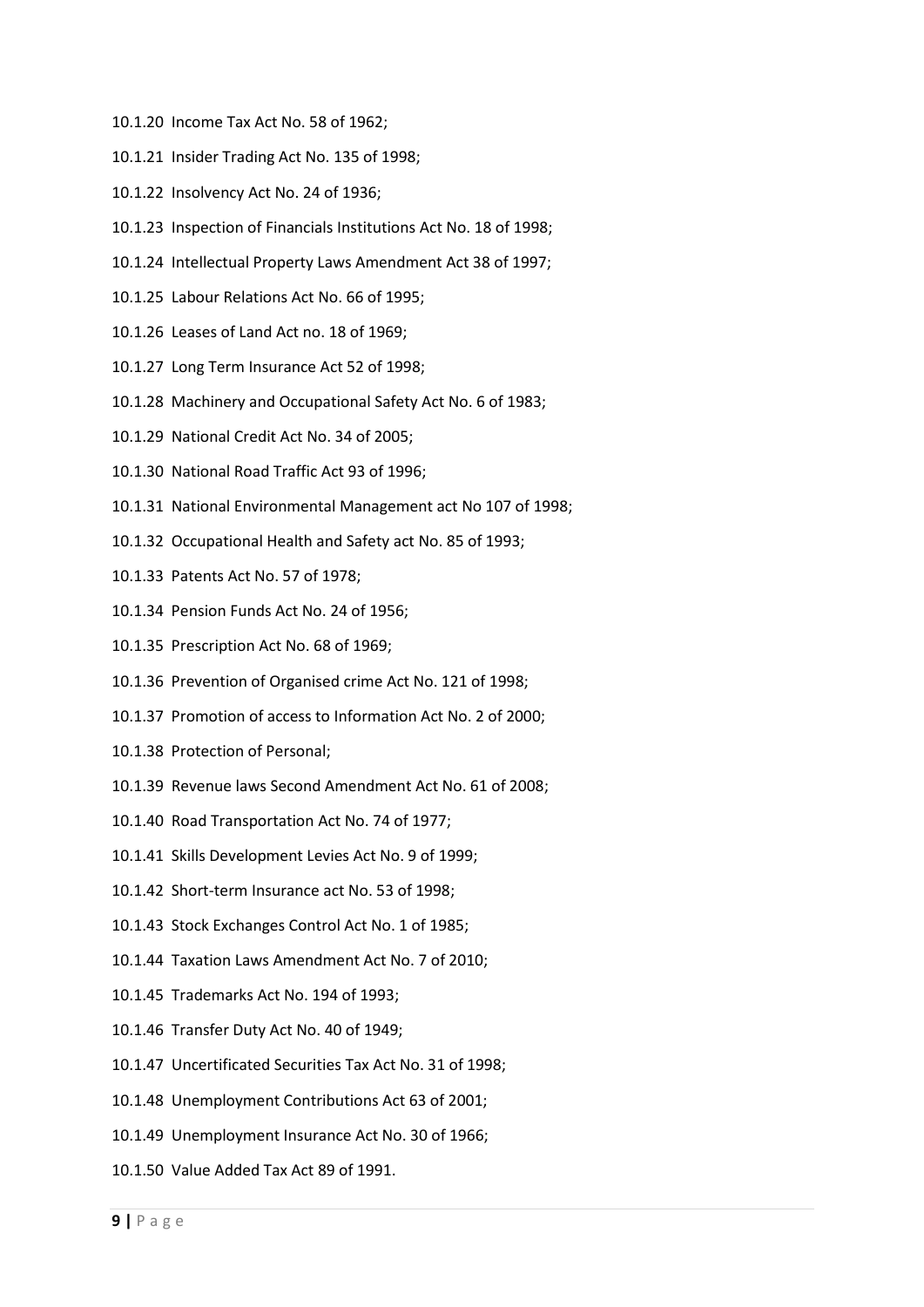10.1.20 Income Tax Act No. 58 of 1962;

10.1.21 Insider Trading Act No. 135 of 1998;

10.1.22 Insolvency Act No. 24 of 1936;

10.1.23 Inspection of Financials Institutions Act No. 18 of 1998;

10.1.24 Intellectual Property Laws Amendment Act 38 of 1997;

10.1.25 Labour Relations Act No. 66 of 1995;

10.1.26 Leases of Land Act no. 18 of 1969;

10.1.27 Long Term Insurance Act 52 of 1998;

10.1.28 Machinery and Occupational Safety Act No. 6 of 1983;

10.1.29 National Credit Act No. 34 of 2005;

10.1.30 National Road Traffic Act 93 of 1996;

10.1.31 National Environmental Management act No 107 of 1998;

10.1.32 Occupational Health and Safety act No. 85 of 1993;

10.1.33 Patents Act No. 57 of 1978;

10.1.34 Pension Funds Act No. 24 of 1956;

10.1.35 Prescription Act No. 68 of 1969;

10.1.36 Prevention of Organised crime Act No. 121 of 1998;

10.1.37 Promotion of access to Information Act No. 2 of 2000;

10.1.38 Protection of Personal;

10.1.39 Revenue laws Second Amendment Act No. 61 of 2008;

10.1.40 Road Transportation Act No. 74 of 1977;

10.1.41 Skills Development Levies Act No. 9 of 1999;

10.1.42 Short-term Insurance act No. 53 of 1998;

10.1.43 Stock Exchanges Control Act No. 1 of 1985;

10.1.44 Taxation Laws Amendment Act No. 7 of 2010;

10.1.45 Trademarks Act No. 194 of 1993;

10.1.46 Transfer Duty Act No. 40 of 1949;

10.1.47 Uncertificated Securities Tax Act No. 31 of 1998;

10.1.48 Unemployment Contributions Act 63 of 2001;

10.1.49 Unemployment Insurance Act No. 30 of 1966;

10.1.50 Value Added Tax Act 89 of 1991.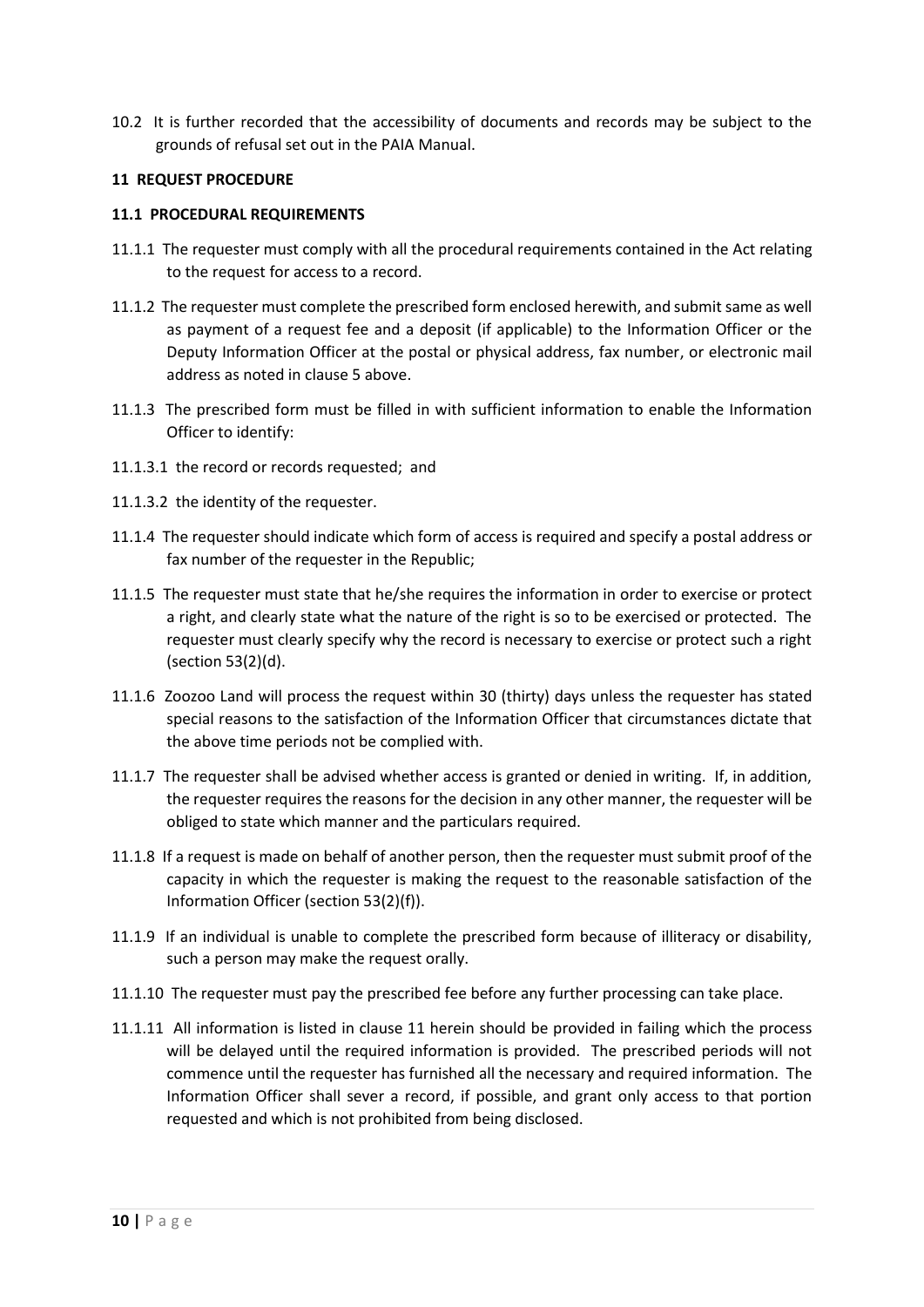10.2 It is further recorded that the accessibility of documents and records may be subject to the grounds of refusal set out in the PAIA Manual.

## 11 REQUEST PROCEDURE

### 11.1 PROCEDURAL REQUIREMENTS

11.1.1 The requester must comply with all the procedural requirements contained in the Act relating to the request for access to a record.

11.1.2 The requester must complete the prescribed form enclosed herewith, and submit same as well as payment of a request fee and a deposit (if applicable) to the Information Officer or the Deputy Information Officer at the postal or physical address, fax number, or electronic mail address as noted in clause 5 above.

11.1.3 The prescribed form must be filled in with sufficient information to enable the Information Officer to identify:

11.1.3.1 the record or records requested; and

11.1.3.2 the identity of the requester.

11.1.4 The requester should indicate which form of access is required and specify a postal address or fax number of the requester in the Republic;

11.1.5 The requester must state that he/she requires the information in order to exercise or protect a right, and clearly state what the nature of the right is so to be exercised or protected. The requester must clearly specify why the record is necessary to exercise or protect such a right (section 53(2)(d).

11.1.6 Zoozoo Land will process the request within 30 (thirty) days unless the requester has stated special reasons to the satisfaction of the Information Officer that circumstances dictate that the above time periods not be complied with.

11.1.7 The requester shall be advised whether access is granted or denied in writing. If, in addition, the requester requires the reasons for the decision in any other manner, the requester will be obliged to state which manner and the particulars required.

11.1.8 If a request is made on behalf of another person, then the requester must submit proof of the capacity in which the requester is making the request to the reasonable satisfaction of the Information Officer (section 53(2)(f)).

11.1.9 If an individual is unable to complete the prescribed form because of illiteracy or disability, such a person may make the request orally.

11.1.10 The requester must pay the prescribed fee before any further processing can take place.

11.1.11 All information is listed in clause 11 herein should be provided in failing which the process will be delayed until the required information is provided. The prescribed periods will not commence until the requester has furnished all the necessary and required information. The Information Officer shall sever a record, if possible, and grant only access to that portion requested and which is not prohibited from being disclosed.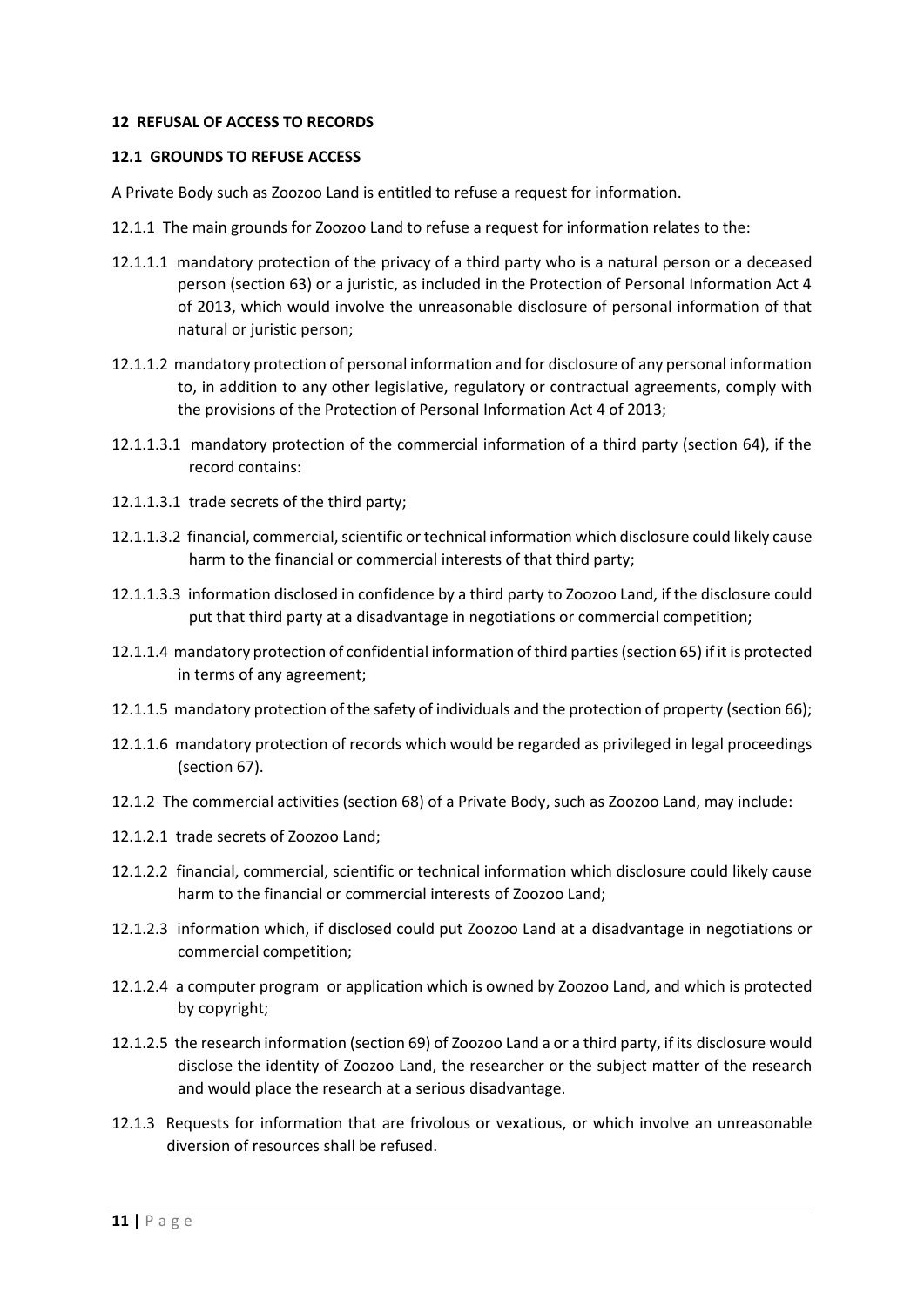## 12 REFUSAL OF ACCESS TO RECORDS

### 12.1 GROUNDS TO REFUSE ACCESS

A Private Body such as Zoozoo Land is entitled to refuse a request for information.

12.1.1 The main grounds for Zoozoo Land to refuse a request for information relates to the:

12.1.1.1 mandatory protection of the privacy of a third party who is a natural person or a deceased person (section 63) or a juristic, as included in the Protection of Personal Information Act 4 of 2013, which would involve the unreasonable disclosure of personal information of that natural or juristic person;

12.1.1.2 mandatory protection of personal information and for disclosure of any personal information to, in addition to any other legislative, regulatory or contractual agreements, comply with the provisions of the Protection of Personal Information Act 4 of 2013;

12.1.1.3.1 mandatory protection of the commercial information of a third party (section 64), if the record contains:

12.1.1.3.1 trade secrets of the third party;

12.1.1.3.2 financial, commercial, scientific or technical information which disclosure could likely cause harm to the financial or commercial interests of that third party;

12.1.1.3.3 information disclosed in confidence by a third party to Zoozoo Land, if the disclosure could put that third party at a disadvantage in negotiations or commercial competition;

12.1.1.4 mandatory protection of confidential information of third parties (section 65) if it is protected in terms of any agreement;

12.1.1.5 mandatory protection of the safety of individuals and the protection of property (section 66);

12.1.1.6 mandatory protection of records which would be regarded as privileged in legal proceedings (section 67).

12.1.2 The commercial activities (section 68) of a Private Body, such as Zoozoo Land, may include:

12.1.2.1 trade secrets of Zoozoo Land;

12.1.2.2 financial, commercial, scientific or technical information which disclosure could likely cause harm to the financial or commercial interests of Zoozoo Land;

12.1.2.3 information which, if disclosed could put Zoozoo Land at a disadvantage in negotiations or commercial competition;

12.1.2.4 a computer program or application which is owned by Zoozoo Land, and which is protected by copyright;

12.1.2.5 the research information (section 69) of Zoozoo Land a or a third party, if its disclosure would disclose the identity of Zoozoo Land, the researcher or the subject matter of the research and would place the research at a serious disadvantage.

12.1.3 Requests for information that are frivolous or vexatious, or which involve an unreasonable diversion of resources shall be refused.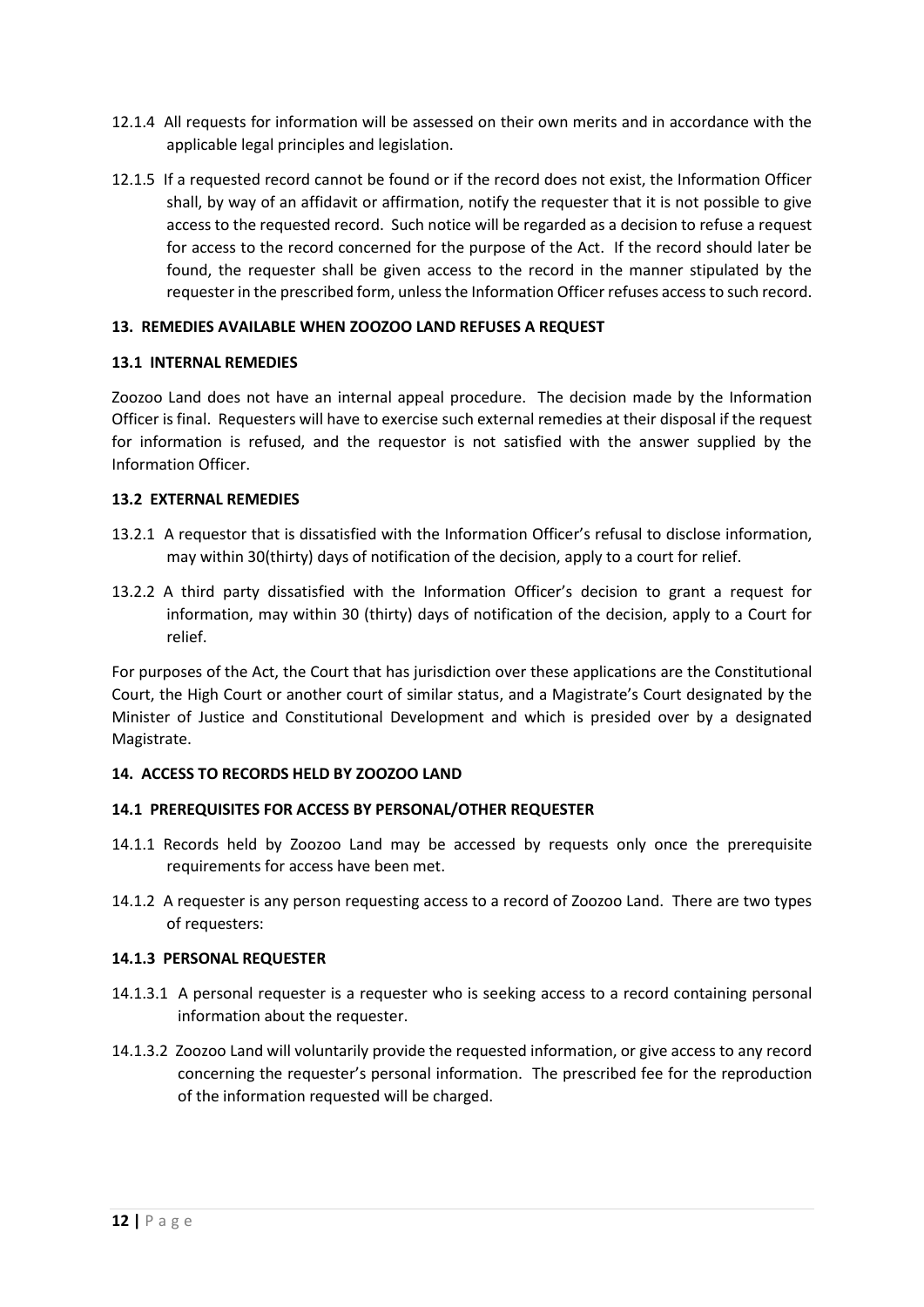12.1.4 All requests for information will be assessed on their own merits and in accordance with the applicable legal principles and legislation.

12.1.5 If a requested record cannot be found or if the record does not exist, the Information Officer shall, by way of an affidavit or affirmation, notify the requester that it is not possible to give access to the requested record. Such notice will be regarded as a decision to refuse a request for access to the record concerned for the purpose of the Act. If the record should later be found, the requester shall be given access to the record in the manner stipulated by the requester in the prescribed form, unless the Information Officer refuses access to such record.

## 13. REMEDIES AVAILABLE WHEN ZOOZOO LAND REFUSES A REQUEST

### 13.1 INTERNAL REMEDIES

Zoozoo Land does not have an internal appeal procedure. The decision made by the Information Officer is final. Requesters will have to exercise such external remedies at their disposal if the request for information is refused, and the requestor is not satisfied with the answer supplied by the Information Officer.

### 13.2 EXTERNAL REMEDIES

13.2.1 A requestor that is dissatisfied with the Information Officer's refusal to disclose information, may within 30(thirty) days of notification of the decision, apply to a court for relief.

13.2.2 A third party dissatisfied with the Information Officer's decision to grant a request for information, may within 30 (thirty) days of notification of the decision, apply to a Court for relief.

For purposes of the Act, the Court that has jurisdiction over these applications are the Constitutional Court, the High Court or another court of similar status, and a Magistrate's Court designated by the Minister of Justice and Constitutional Development and which is presided over by a designated Magistrate.

## 14. ACCESS TO RECORDS HELD BY ZOOZOO LAND

### 14.1 PREREQUISITES FOR ACCESS BY PERSONAL/OTHER REQUESTER

14.1.1 Records held by Zoozoo Land may be accessed by requests only once the prerequisite requirements for access have been met.

14.1.2 A requester is any person requesting access to a record of Zoozoo Land. There are two types of requesters:

#### 14.1.3 PERSONAL REQUESTER

14.1.3.1 A personal requester is a requester who is seeking access to a record containing personal information about the requester.

14.1.3.2 Zoozoo Land will voluntarily provide the requested information, or give access to any record concerning the requester's personal information. The prescribed fee for the reproduction of the information requested will be charged.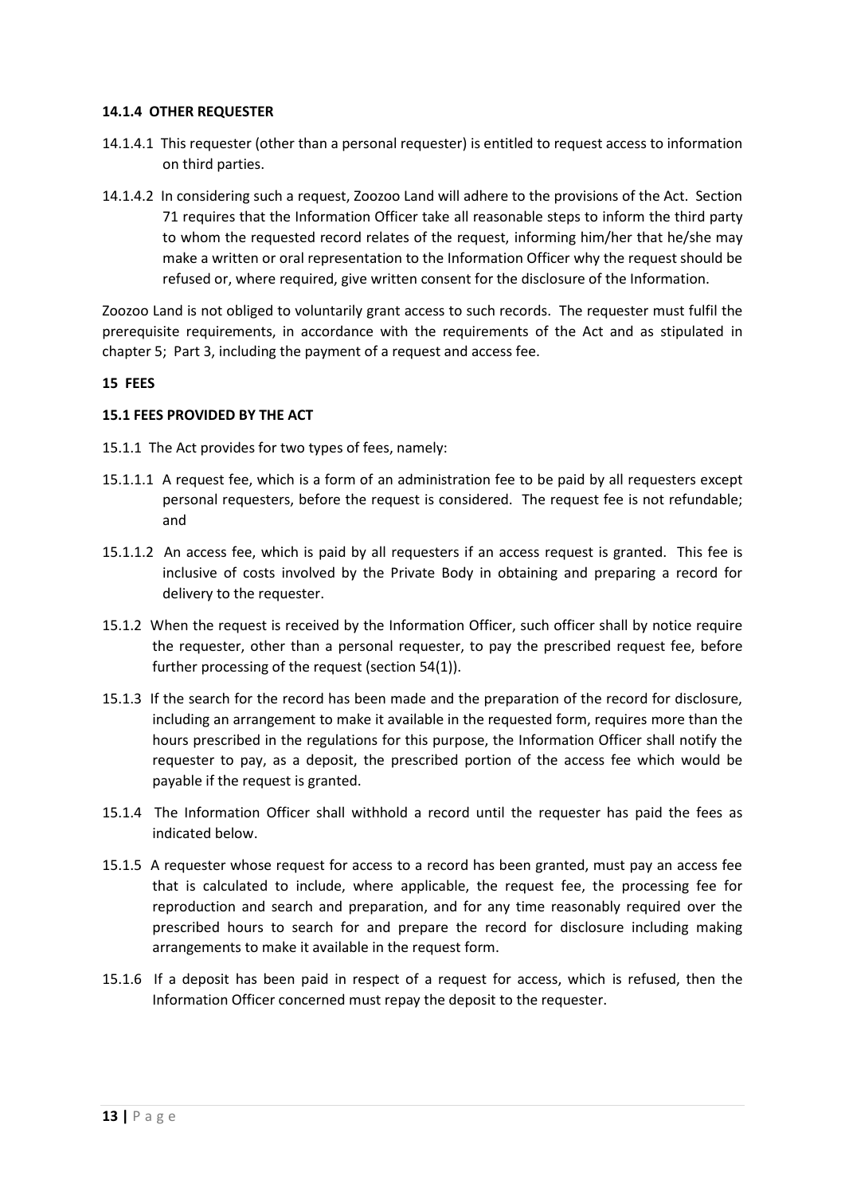#### 14.1.4 OTHER REQUESTER

14.1.4.1 This requester (other than a personal requester) is entitled to request access to information on third parties.

14.1.4.2 In considering such a request, Zoozoo Land will adhere to the provisions of the Act. Section 71 requires that the Information Officer take all reasonable steps to inform the third party to whom the requested record relates of the request, informing him/her that he/she may make a written or oral representation to the Information Officer why the request should be refused or, where required, give written consent for the disclosure of the Information.

Zoozoo Land is not obliged to voluntarily grant access to such records. The requester must fulfil the prerequisite requirements, in accordance with the requirements of the Act and as stipulated in chapter 5; Part 3, including the payment of a request and access fee.

## 15 FEES

### 15.1 FEES PROVIDED BY THE ACT

15.1.1 The Act provides for two types of fees, namely:

15.1.1.1 A request fee, which is a form of an administration fee to be paid by all requesters except personal requesters, before the request is considered. The request fee is not refundable; and

15.1.1.2 An access fee, which is paid by all requesters if an access request is granted. This fee is inclusive of costs involved by the Private Body in obtaining and preparing a record for delivery to the requester.

15.1.2 When the request is received by the Information Officer, such officer shall by notice require the requester, other than a personal requester, to pay the prescribed request fee, before further processing of the request (section 54(1)).

15.1.3 If the search for the record has been made and the preparation of the record for disclosure, including an arrangement to make it available in the requested form, requires more than the hours prescribed in the regulations for this purpose, the Information Officer shall notify the requester to pay, as a deposit, the prescribed portion of the access fee which would be payable if the request is granted.

15.1.4 The Information Officer shall withhold a record until the requester has paid the fees as indicated below.

15.1.5 A requester whose request for access to a record has been granted, must pay an access fee that is calculated to include, where applicable, the request fee, the processing fee for reproduction and search and preparation, and for any time reasonably required over the prescribed hours to search for and prepare the record for disclosure including making arrangements to make it available in the request form.

15.1.6 If a deposit has been paid in respect of a request for access, which is refused, then the Information Officer concerned must repay the deposit to the requester.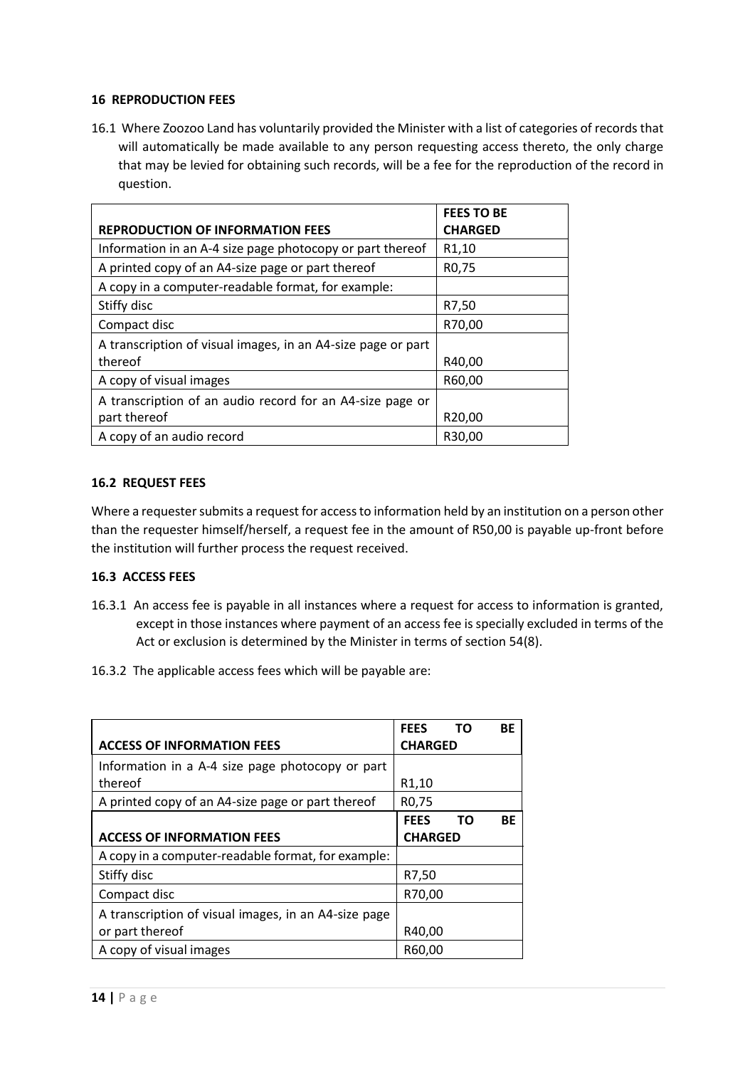## 16 REPRODUCTION FEES

16.1 Where Zoozoo Land has voluntarily provided the Minister with a list of categories of records that will automatically be made available to any person requesting access thereto, the only charge that may be levied for obtaining such records, will be a fee for the reproduction of the record in question.

| REPRODUCTION OF INFORMATION FEES | FEES TO BE CHARGED |
|---|---|
| Information in an A-4 size page photocopy or part thereof | R1,10 |
| A printed copy of an A4-size page or part thereof | R0,75 |
| A copy in a computer-readable format, for example: | |
| Stiffy disc | R7,50 |
| Compact disc | R70,00 |
| A transcription of visual images, in an A4-size page or part thereof | R40,00 |
| A copy of visual images | R60,00 |
| A transcription of an audio record for an A4-size page or part thereof | R20,00 |
| A copy of an audio record | R30,00 |

### 16.2 REQUEST FEES

Where a requester submits a request for access to information held by an institution on a person other than the requester himself/herself, a request fee in the amount of R50,00 is payable up-front before the institution will further process the request received.

### 16.3 ACCESS FEES

16.3.1 An access fee is payable in all instances where a request for access to information is granted, except in those instances where payment of an access fee is specially excluded in terms of the Act or exclusion is determined by the Minister in terms of section 54(8).

16.3.2 The applicable access fees which will be payable are:

| ACCESS OF INFORMATION FEES | FEES TO BE CHARGED |
|---|---|
| Information in a A-4 size page photocopy or part thereof | R1,10 |
| A printed copy of an A4-size page or part thereof | R0,75 |
| **ACCESS OF INFORMATION FEES** | **FEES TO BE CHARGED** |
| A copy in a computer-readable format, for example: | |
| Stiffy disc | R7,50 |
| Compact disc | R70,00 |
| A transcription of visual images, in an A4-size page or part thereof | R40,00 |
| A copy of visual images | R60,00 |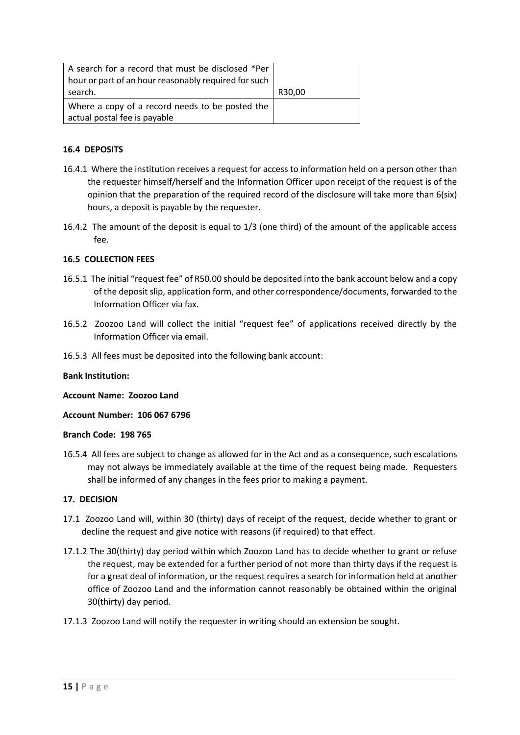| | |
|---|---|
| A search for a record that must be disclosed *Per hour or part of an hour reasonably required for such search. | R30,00 |
| Where a copy of a record needs to be posted the actual postal fee is payable | |

**16.4 DEPOSITS**

16.4.1 Where the institution receives a request for access to information held on a person other than the requester himself/herself and the Information Officer upon receipt of the request is of the opinion that the preparation of the required record of the disclosure will take more than 6(six) hours, a deposit is payable by the requester.

16.4.2 The amount of the deposit is equal to 1/3 (one third) of the amount of the applicable access fee.

**16.5 COLLECTION FEES**

16.5.1 The initial "request fee" of R50.00 should be deposited into the bank account below and a copy of the deposit slip, application form, and other correspondence/documents, forwarded to the Information Officer via fax.

16.5.2 Zoozoo Land will collect the initial "request fee" of applications received directly by the Information Officer via email.

16.5.3 All fees must be deposited into the following bank account:

**Bank Institution:**

**Account Name: Zoozoo Land**

**Account Number: 106 067 6796**

**Branch Code: 198 765**

16.5.4 All fees are subject to change as allowed for in the Act and as a consequence, such escalations may not always be immediately available at the time of the request being made. Requesters shall be informed of any changes in the fees prior to making a payment.

**17. DECISION**

17.1 Zoozoo Land will, within 30 (thirty) days of receipt of the request, decide whether to grant or decline the request and give notice with reasons (if required) to that effect.

17.1.2 The 30(thirty) day period within which Zoozoo Land has to decide whether to grant or refuse the request, may be extended for a further period of not more than thirty days if the request is for a great deal of information, or the request requires a search for information held at another office of Zoozoo Land and the information cannot reasonably be obtained within the original 30(thirty) day period.

17.1.3 Zoozoo Land will notify the requester in writing should an extension be sought.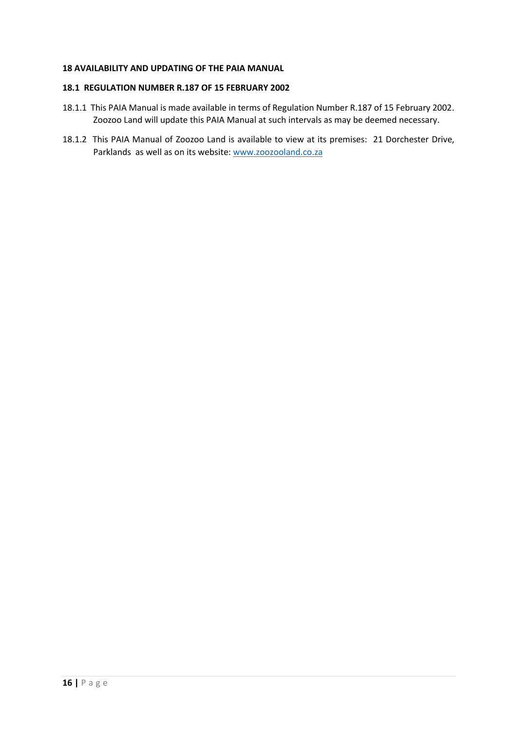## 18 AVAILABILITY AND UPDATING OF THE PAIA MANUAL

### 18.1 REGULATION NUMBER R.187 OF 15 FEBRUARY 2002

18.1.1 This PAIA Manual is made available in terms of Regulation Number R.187 of 15 February 2002. Zoozoo Land will update this PAIA Manual at such intervals as may be deemed necessary.

18.1.2 This PAIA Manual of Zoozoo Land is available to view at its premises: 21 Dorchester Drive, Parklands as well as on its website: [www.zoozooland.co.za](http://www.zoozooland.co.za)